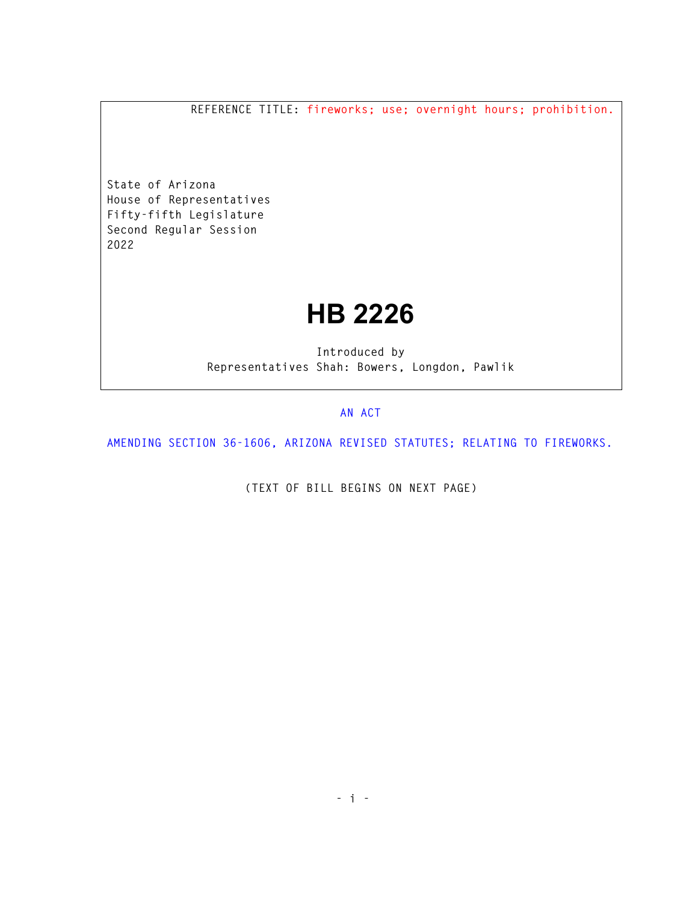REFERENCE TITLE: fireworks; use; overnight hours; prohibition.

State of Arizona
House of Representatives
Fifty-fifth Legislature
Second Regular Session
2022

# HB 2226

Introduced by
Representatives Shah: Bowers, Longdon, Pawlik

AN ACT

AMENDING SECTION 36-1606, ARIZONA REVISED STATUTES; RELATING TO FIREWORKS.

(TEXT OF BILL BEGINS ON NEXT PAGE)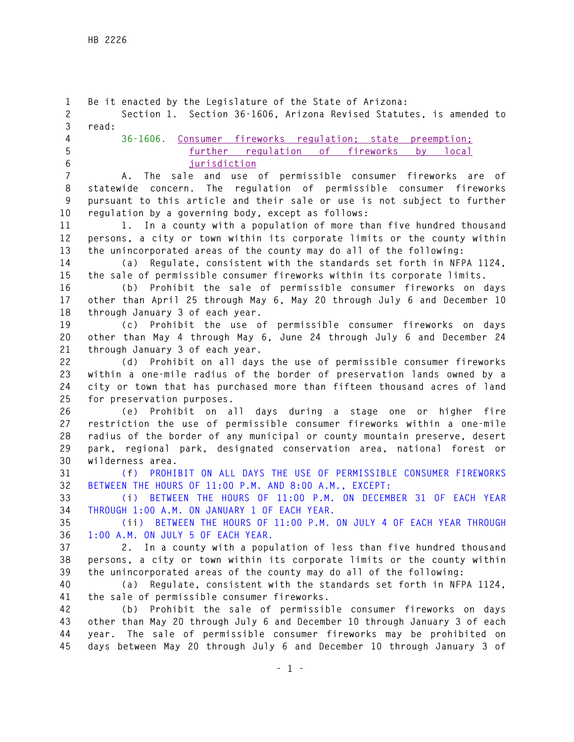Be it enacted by the Legislature of the State of Arizona:

Section 1. Section 36-1606, Arizona Revised Statutes, is amended to read:

36-1606. Consumer fireworks regulation; state preemption; further regulation of fireworks by local jurisdiction

A. The sale and use of permissible consumer fireworks are of statewide concern. The regulation of permissible consumer fireworks pursuant to this article and their sale or use is not subject to further regulation by a governing body, except as follows:

1. In a county with a population of more than five hundred thousand persons, a city or town within its corporate limits or the county within the unincorporated areas of the county may do all of the following:

(a) Regulate, consistent with the standards set forth in NFPA 1124, the sale of permissible consumer fireworks within its corporate limits.

(b) Prohibit the sale of permissible consumer fireworks on days other than April 25 through May 6, May 20 through July 6 and December 10 through January 3 of each year.

(c) Prohibit the use of permissible consumer fireworks on days other than May 4 through May 6, June 24 through July 6 and December 24 through January 3 of each year.

(d) Prohibit on all days the use of permissible consumer fireworks within a one-mile radius of the border of preservation lands owned by a city or town that has purchased more than fifteen thousand acres of land for preservation purposes.

(e) Prohibit on all days during a stage one or higher fire restriction the use of permissible consumer fireworks within a one-mile radius of the border of any municipal or county mountain preserve, desert park, regional park, designated conservation area, national forest or wilderness area.

(f) PROHIBIT ON ALL DAYS THE USE OF PERMISSIBLE CONSUMER FIREWORKS BETWEEN THE HOURS OF 11:00 P.M. AND 8:00 A.M., EXCEPT:

(i) BETWEEN THE HOURS OF 11:00 P.M. ON DECEMBER 31 OF EACH YEAR THROUGH 1:00 A.M. ON JANUARY 1 OF EACH YEAR.

(ii) BETWEEN THE HOURS OF 11:00 P.M. ON JULY 4 OF EACH YEAR THROUGH 1:00 A.M. ON JULY 5 OF EACH YEAR.

2. In a county with a population of less than five hundred thousand persons, a city or town within its corporate limits or the county within the unincorporated areas of the county may do all of the following:

(a) Regulate, consistent with the standards set forth in NFPA 1124, the sale of permissible consumer fireworks.

(b) Prohibit the sale of permissible consumer fireworks on days other than May 20 through July 6 and December 10 through January 3 of each year. The sale of permissible consumer fireworks may be prohibited on days between May 20 through July 6 and December 10 through January 3 of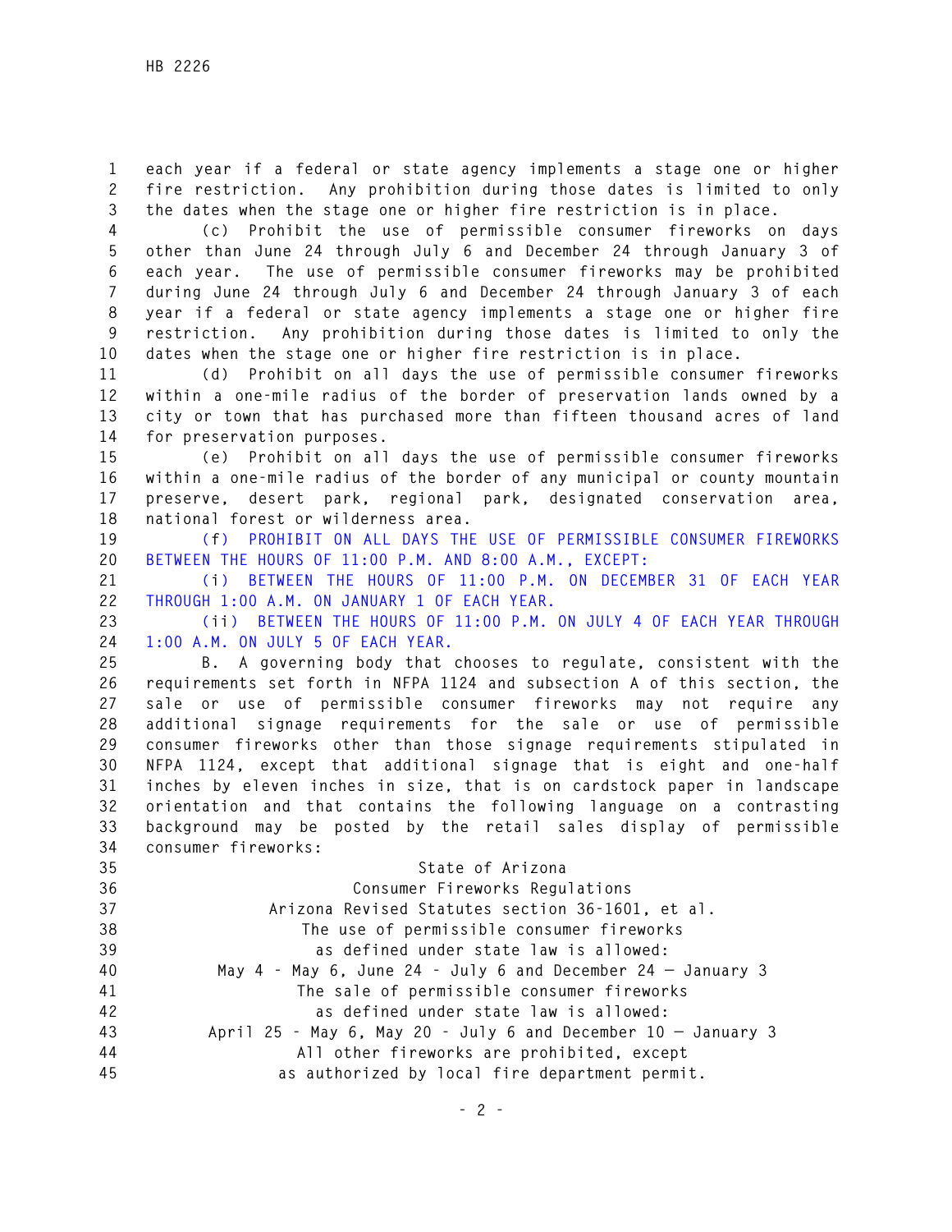each year if a federal or state agency implements a stage one or higher fire restriction. Any prohibition during those dates is limited to only the dates when the stage one or higher fire restriction is in place.

(c) Prohibit the use of permissible consumer fireworks on days other than June 24 through July 6 and December 24 through January 3 of each year. The use of permissible consumer fireworks may be prohibited during June 24 through July 6 and December 24 through January 3 of each year if a federal or state agency implements a stage one or higher fire restriction. Any prohibition during those dates is limited to only the dates when the stage one or higher fire restriction is in place.

(d) Prohibit on all days the use of permissible consumer fireworks within a one-mile radius of the border of preservation lands owned by a city or town that has purchased more than fifteen thousand acres of land for preservation purposes.

(e) Prohibit on all days the use of permissible consumer fireworks within a one-mile radius of the border of any municipal or county mountain preserve, desert park, regional park, designated conservation area, national forest or wilderness area.

(f) PROHIBIT ON ALL DAYS THE USE OF PERMISSIBLE CONSUMER FIREWORKS BETWEEN THE HOURS OF 11:00 P.M. AND 8:00 A.M., EXCEPT:

(i) BETWEEN THE HOURS OF 11:00 P.M. ON DECEMBER 31 OF EACH YEAR THROUGH 1:00 A.M. ON JANUARY 1 OF EACH YEAR.

(ii) BETWEEN THE HOURS OF 11:00 P.M. ON JULY 4 OF EACH YEAR THROUGH 1:00 A.M. ON JULY 5 OF EACH YEAR.

B. A governing body that chooses to regulate, consistent with the requirements set forth in NFPA 1124 and subsection A of this section, the sale or use of permissible consumer fireworks may not require any additional signage requirements for the sale or use of permissible consumer fireworks other than those signage requirements stipulated in NFPA 1124, except that additional signage that is eight and one-half inches by eleven inches in size, that is on cardstock paper in landscape orientation and that contains the following language on a contrasting background may be posted by the retail sales display of permissible consumer fireworks:

State of Arizona
Consumer Fireworks Regulations
Arizona Revised Statutes section 36-1601, et al.
The use of permissible consumer fireworks
as defined under state law is allowed:
May 4 - May 6, June 24 - July 6 and December 24 — January 3
The sale of permissible consumer fireworks
as defined under state law is allowed:
April 25 - May 6, May 20 - July 6 and December 10 — January 3
All other fireworks are prohibited, except
as authorized by local fire department permit.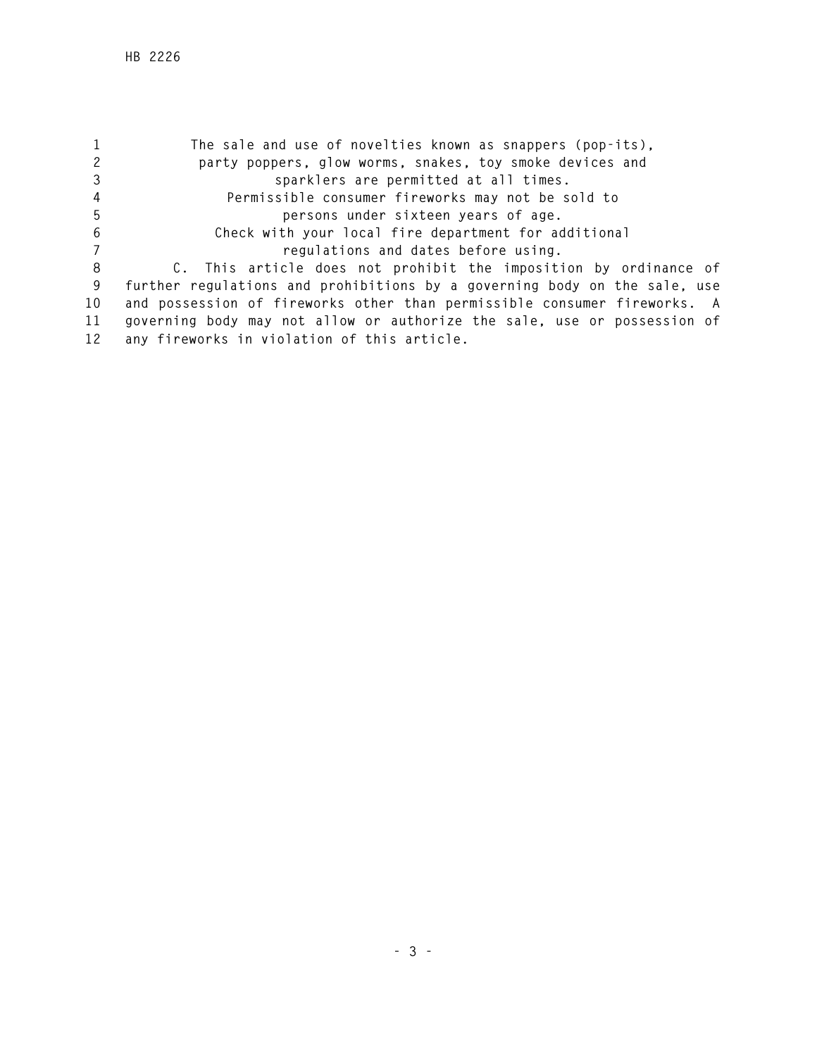The sale and use of novelties known as snappers (pop-its), party poppers, glow worms, snakes, toy smoke devices and sparklers are permitted at all times.

Permissible consumer fireworks may not be sold to persons under sixteen years of age.

Check with your local fire department for additional regulations and dates before using.

C. This article does not prohibit the imposition by ordinance of further regulations and prohibitions by a governing body on the sale, use and possession of fireworks other than permissible consumer fireworks. A governing body may not allow or authorize the sale, use or possession of any fireworks in violation of this article.